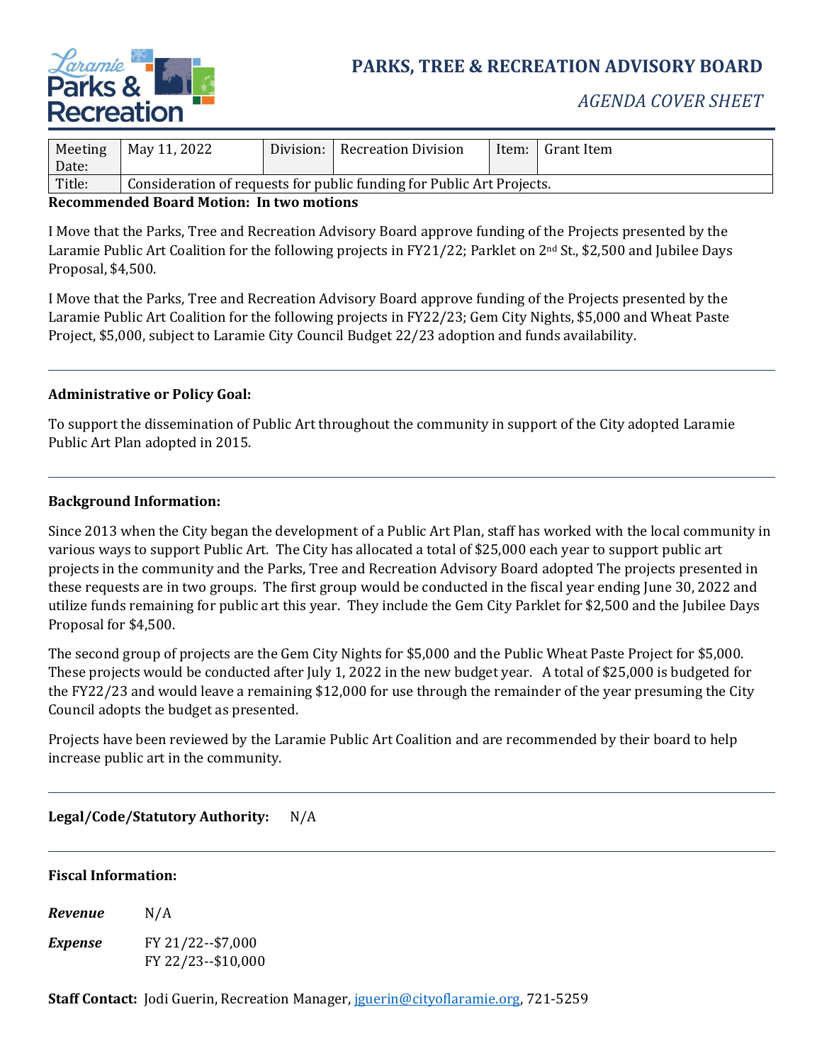# PARKS, TREE & RECREATION ADVISORY BOARD

*AGENDA COVER SHEET*

| Meeting Date: | May 11, 2022 | Division: | Recreation Division | Item: | Grant Item |
|---|---|---|---|---|---|
| Title: | Consideration of requests for public funding for Public Art Projects. | | | | |

**Recommended Board Motion: In two motions**

I Move that the Parks, Tree and Recreation Advisory Board approve funding of the Projects presented by the Laramie Public Art Coalition for the following projects in FY21/22; Parklet on 2nd St., $2,500 and Jubilee Days Proposal, $4,500.

I Move that the Parks, Tree and Recreation Advisory Board approve funding of the Projects presented by the Laramie Public Art Coalition for the following projects in FY22/23; Gem City Nights, $5,000 and Wheat Paste Project, $5,000, subject to Laramie City Council Budget 22/23 adoption and funds availability.

---

**Administrative or Policy Goal:**

To support the dissemination of Public Art throughout the community in support of the City adopted Laramie Public Art Plan adopted in 2015.

---

**Background Information:**

Since 2013 when the City began the development of a Public Art Plan, staff has worked with the local community in various ways to support Public Art. The City has allocated a total of $25,000 each year to support public art projects in the community and the Parks, Tree and Recreation Advisory Board adopted The projects presented in these requests are in two groups. The first group would be conducted in the fiscal year ending June 30, 2022 and utilize funds remaining for public art this year. They include the Gem City Parklet for $2,500 and the Jubilee Days Proposal for $4,500.

The second group of projects are the Gem City Nights for $5,000 and the Public Wheat Paste Project for $5,000. These projects would be conducted after July 1, 2022 in the new budget year. A total of $25,000 is budgeted for the FY22/23 and would leave a remaining $12,000 for use through the remainder of the year presuming the City Council adopts the budget as presented.

Projects have been reviewed by the Laramie Public Art Coalition and are recommended by their board to help increase public art in the community.

---

**Legal/Code/Statutory Authority:** N/A

---

**Fiscal Information:**

***Revenue*** N/A

***Expense*** FY 21/22--$7,000
FY 22/23--$10,000

**Staff Contact:** Jodi Guerin, Recreation Manager, jguerin@cityoflaramie.org, 721-5259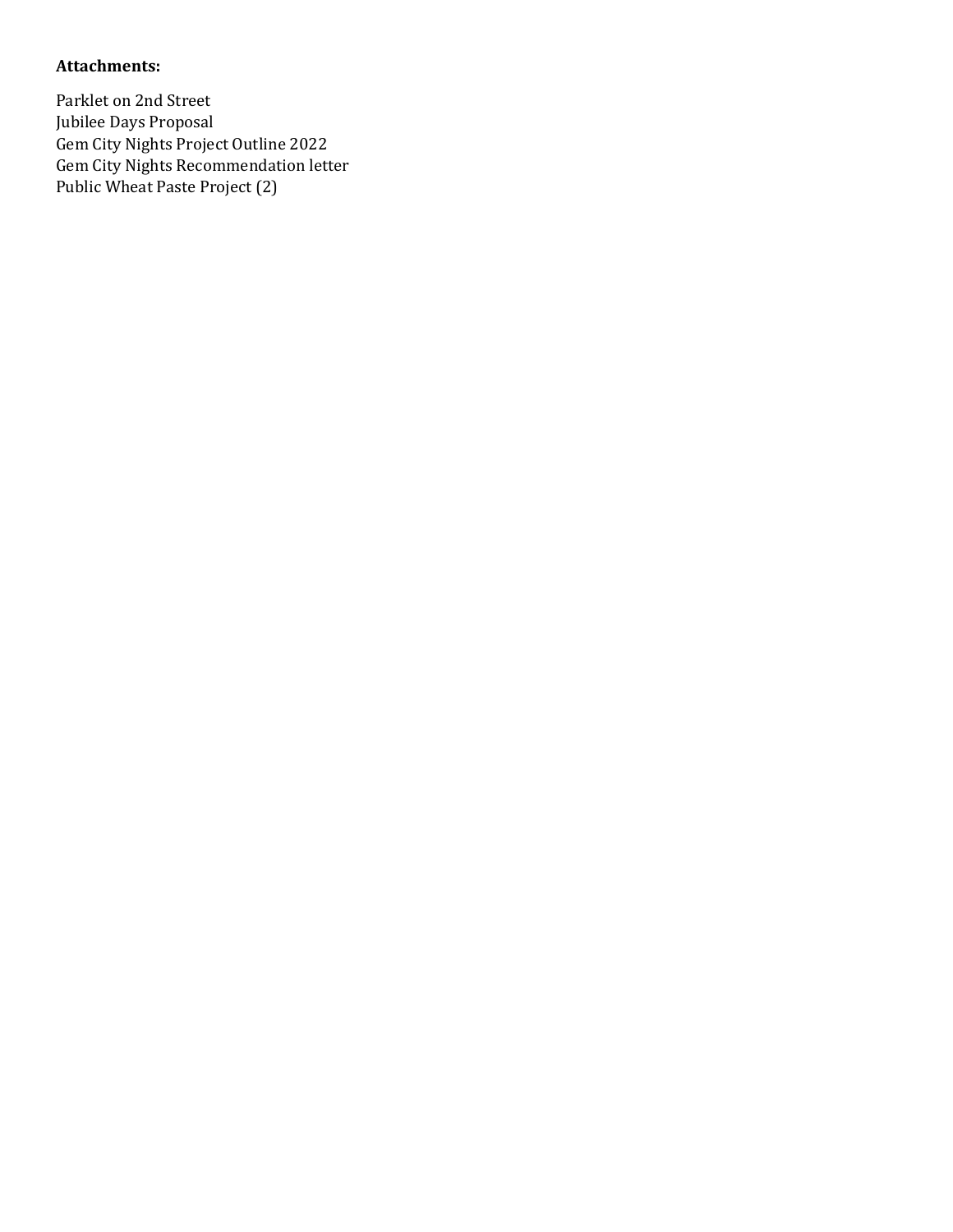**Attachments:**

Parklet on 2nd Street
Jubilee Days Proposal
Gem City Nights Project Outline 2022
Gem City Nights Recommendation letter
Public Wheat Paste Project (2)